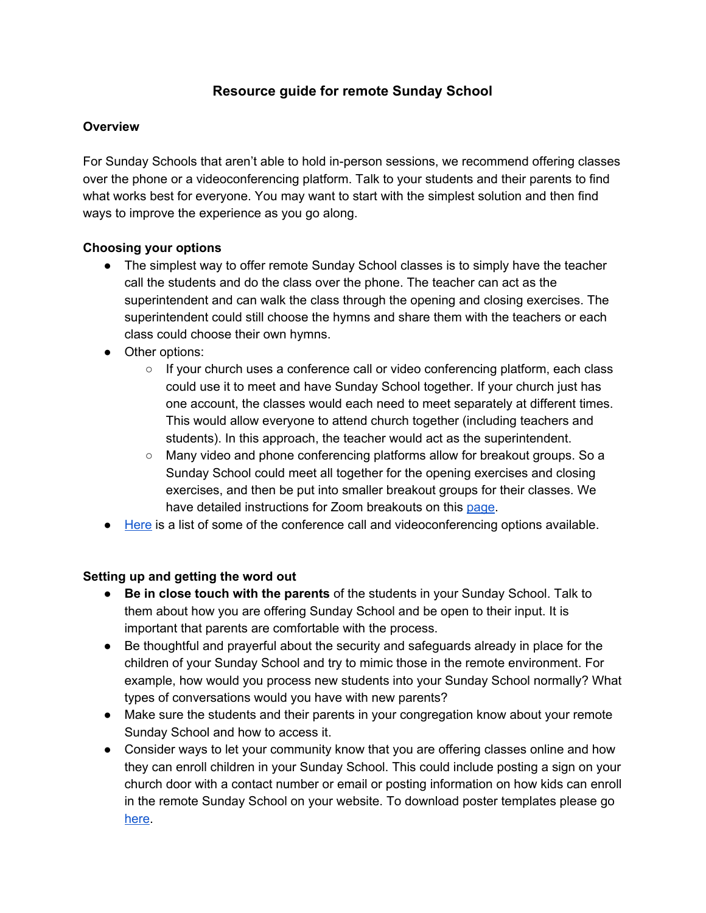# Resource guide for remote Sunday School

## Overview

For Sunday Schools that aren't able to hold in-person sessions, we recommend offering classes over the phone or a videoconferencing platform. Talk to your students and their parents to find what works best for everyone. You may want to start with the simplest solution and then find ways to improve the experience as you go along.

## Choosing your options

- The simplest way to offer remote Sunday School classes is to simply have the teacher call the students and do the class over the phone. The teacher can act as the superintendent and can walk the class through the opening and closing exercises. The superintendent could still choose the hymns and share them with the teachers or each class could choose their own hymns.
- Other options:
  - If your church uses a conference call or video conferencing platform, each class could use it to meet and have Sunday School together. If your church just has one account, the classes would each need to meet separately at different times. This would allow everyone to attend church together (including teachers and students). In this approach, the teacher would act as the superintendent.
  - Many video and phone conferencing platforms allow for breakout groups. So a Sunday School could meet all together for the opening exercises and closing exercises, and then be put into smaller breakout groups for their classes. We have detailed instructions for Zoom breakouts on this page.
- Here is a list of some of the conference call and videoconferencing options available.

## Setting up and getting the word out

- **Be in close touch with the parents** of the students in your Sunday School. Talk to them about how you are offering Sunday School and be open to their input. It is important that parents are comfortable with the process.
- Be thoughtful and prayerful about the security and safeguards already in place for the children of your Sunday School and try to mimic those in the remote environment. For example, how would you process new students into your Sunday School normally? What types of conversations would you have with new parents?
- Make sure the students and their parents in your congregation know about your remote Sunday School and how to access it.
- Consider ways to let your community know that you are offering classes online and how they can enroll children in your Sunday School. This could include posting a sign on your church door with a contact number or email or posting information on how kids can enroll in the remote Sunday School on your website. To download poster templates please go here.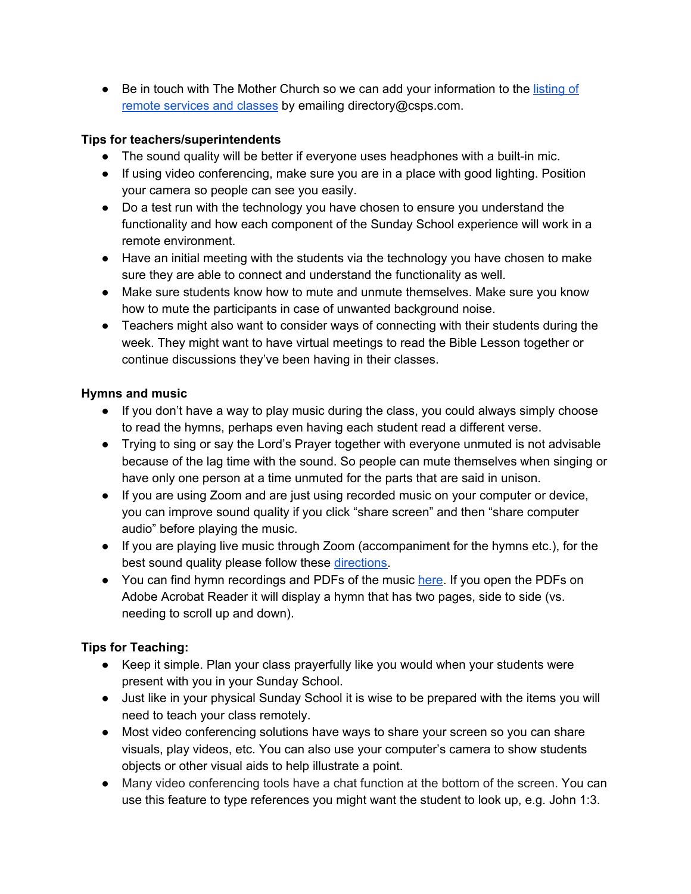- Be in touch with The Mother Church so we can add your information to the listing of remote services and classes by emailing directory@csps.com.

**Tips for teachers/superintendents**

- The sound quality will be better if everyone uses headphones with a built-in mic.
- If using video conferencing, make sure you are in a place with good lighting. Position your camera so people can see you easily.
- Do a test run with the technology you have chosen to ensure you understand the functionality and how each component of the Sunday School experience will work in a remote environment.
- Have an initial meeting with the students via the technology you have chosen to make sure they are able to connect and understand the functionality as well.
- Make sure students know how to mute and unmute themselves. Make sure you know how to mute the participants in case of unwanted background noise.
- Teachers might also want to consider ways of connecting with their students during the week. They might want to have virtual meetings to read the Bible Lesson together or continue discussions they've been having in their classes.

**Hymns and music**

- If you don't have a way to play music during the class, you could always simply choose to read the hymns, perhaps even having each student read a different verse.
- Trying to sing or say the Lord's Prayer together with everyone unmuted is not advisable because of the lag time with the sound. So people can mute themselves when singing or have only one person at a time unmuted for the parts that are said in unison.
- If you are using Zoom and are just using recorded music on your computer or device, you can improve sound quality if you click "share screen" and then "share computer audio" before playing the music.
- If you are playing live music through Zoom (accompaniment for the hymns etc.), for the best sound quality please follow these directions.
- You can find hymn recordings and PDFs of the music here. If you open the PDFs on Adobe Acrobat Reader it will display a hymn that has two pages, side to side (vs. needing to scroll up and down).

**Tips for Teaching:**

- Keep it simple. Plan your class prayerfully like you would when your students were present with you in your Sunday School.
- Just like in your physical Sunday School it is wise to be prepared with the items you will need to teach your class remotely.
- Most video conferencing solutions have ways to share your screen so you can share visuals, play videos, etc. You can also use your computer's camera to show students objects or other visual aids to help illustrate a point.
- Many video conferencing tools have a chat function at the bottom of the screen. You can use this feature to type references you might want the student to look up, e.g. John 1:3.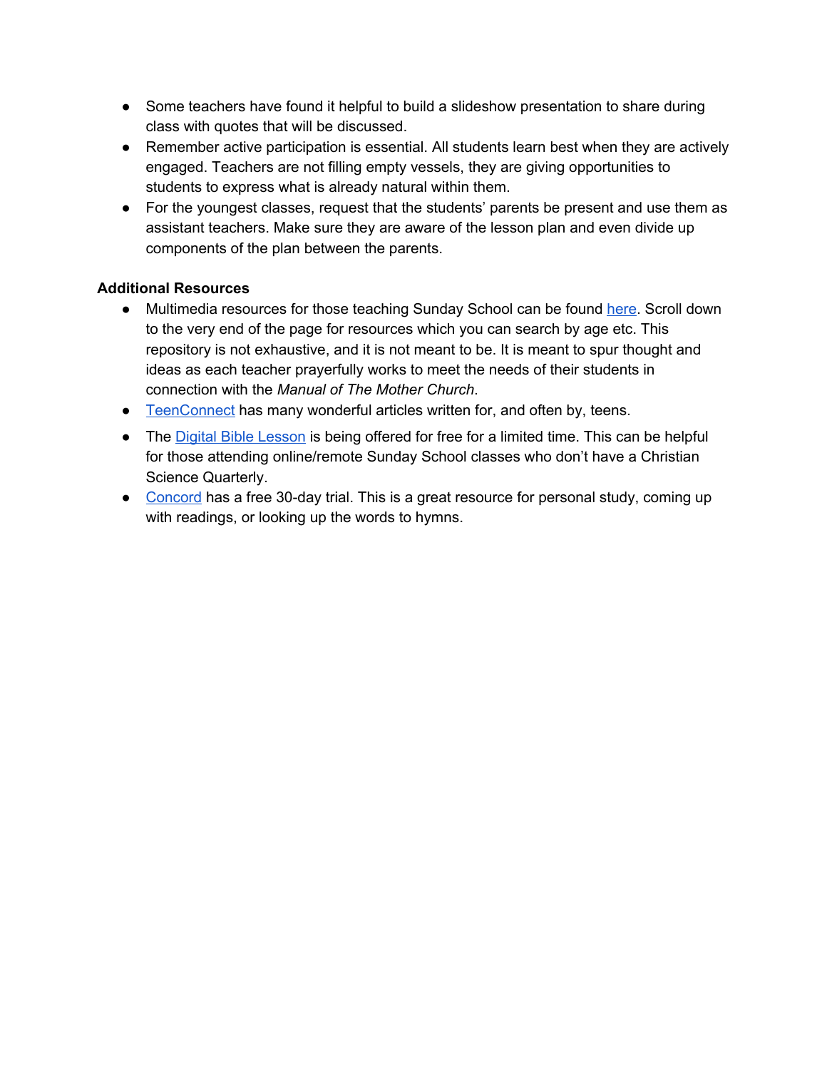- Some teachers have found it helpful to build a slideshow presentation to share during class with quotes that will be discussed.
- Remember active participation is essential. All students learn best when they are actively engaged. Teachers are not filling empty vessels, they are giving opportunities to students to express what is already natural within them.
- For the youngest classes, request that the students' parents be present and use them as assistant teachers. Make sure they are aware of the lesson plan and even divide up components of the plan between the parents.

**Additional Resources**

- Multimedia resources for those teaching Sunday School can be found here. Scroll down to the very end of the page for resources which you can search by age etc. This repository is not exhaustive, and it is not meant to be. It is meant to spur thought and ideas as each teacher prayerfully works to meet the needs of their students in connection with the *Manual of The Mother Church*.
- TeenConnect has many wonderful articles written for, and often by, teens.
- The Digital Bible Lesson is being offered for free for a limited time. This can be helpful for those attending online/remote Sunday School classes who don't have a Christian Science Quarterly.
- Concord has a free 30-day trial. This is a great resource for personal study, coming up with readings, or looking up the words to hymns.